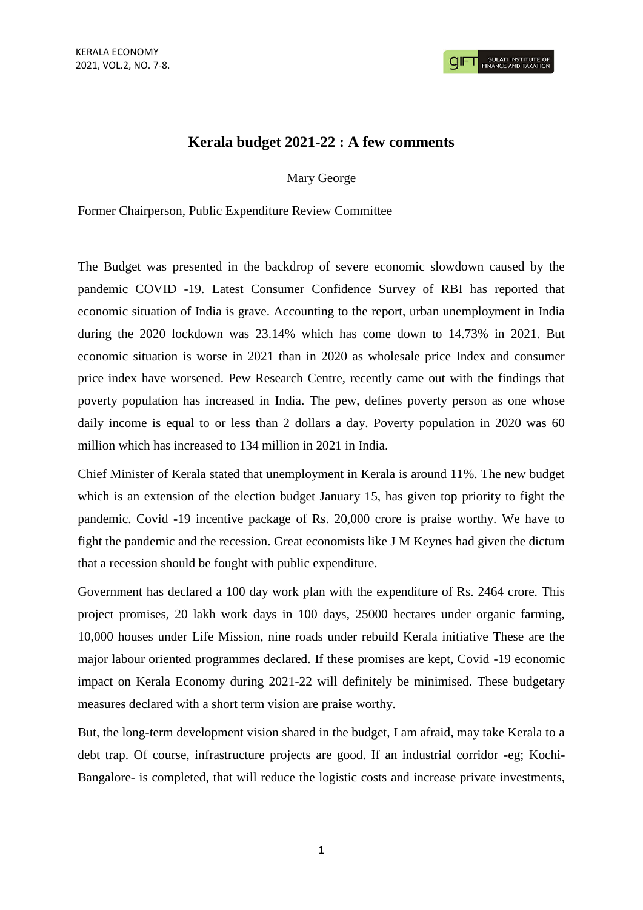# Kerala budget 2021-22 : A few comments

Mary George

Former Chairperson, Public Expenditure Review Committee

The Budget was presented in the backdrop of severe economic slowdown caused by the pandemic COVID -19. Latest Consumer Confidence Survey of RBI has reported that economic situation of India is grave. Accounting to the report, urban unemployment in India during the 2020 lockdown was 23.14% which has come down to 14.73% in 2021. But economic situation is worse in 2021 than in 2020 as wholesale price Index and consumer price index have worsened. Pew Research Centre, recently came out with the findings that poverty population has increased in India. The pew, defines poverty person as one whose daily income is equal to or less than 2 dollars a day. Poverty population in 2020 was 60 million which has increased to 134 million in 2021 in India.

Chief Minister of Kerala stated that unemployment in Kerala is around 11%. The new budget which is an extension of the election budget January 15, has given top priority to fight the pandemic. Covid -19 incentive package of Rs. 20,000 crore is praise worthy. We have to fight the pandemic and the recession. Great economists like J M Keynes had given the dictum that a recession should be fought with public expenditure.

Government has declared a 100 day work plan with the expenditure of Rs. 2464 crore. This project promises, 20 lakh work days in 100 days, 25000 hectares under organic farming, 10,000 houses under Life Mission, nine roads under rebuild Kerala initiative These are the major labour oriented programmes declared. If these promises are kept, Covid -19 economic impact on Kerala Economy during 2021-22 will definitely be minimised. These budgetary measures declared with a short term vision are praise worthy.

But, the long-term development vision shared in the budget, I am afraid, may take Kerala to a debt trap. Of course, infrastructure projects are good. If an industrial corridor -eg; Kochi-Bangalore- is completed, that will reduce the logistic costs and increase private investments,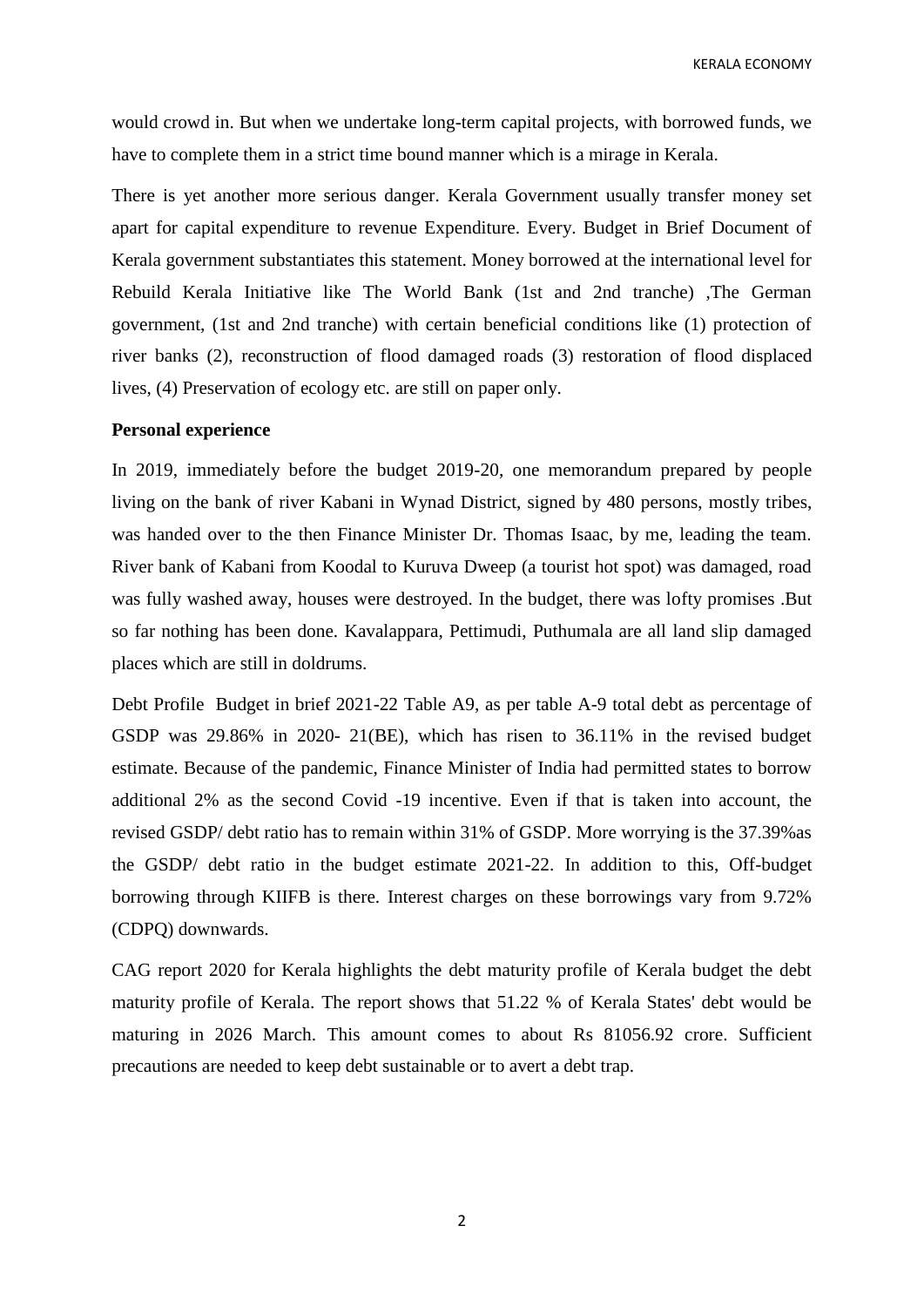would crowd in. But when we undertake long-term capital projects, with borrowed funds, we have to complete them in a strict time bound manner which is a mirage in Kerala.

There is yet another more serious danger. Kerala Government usually transfer money set apart for capital expenditure to revenue Expenditure. Every. Budget in Brief Document of Kerala government substantiates this statement. Money borrowed at the international level for Rebuild Kerala Initiative like The World Bank (1st and 2nd tranche) ,The German government, (1st and 2nd tranche) with certain beneficial conditions like (1) protection of river banks (2), reconstruction of flood damaged roads (3) restoration of flood displaced lives, (4) Preservation of ecology etc. are still on paper only.

**Personal experience**

In 2019, immediately before the budget 2019-20, one memorandum prepared by people living on the bank of river Kabani in Wynad District, signed by 480 persons, mostly tribes, was handed over to the then Finance Minister Dr. Thomas Isaac, by me, leading the team. River bank of Kabani from Koodal to Kuruva Dweep (a tourist hot spot) was damaged, road was fully washed away, houses were destroyed. In the budget, there was lofty promises .But so far nothing has been done. Kavalappara, Pettimudi, Puthumala are all land slip damaged places which are still in doldrums.

Debt Profile Budget in brief 2021-22 Table A9, as per table A-9 total debt as percentage of GSDP was 29.86% in 2020- 21(BE), which has risen to 36.11% in the revised budget estimate. Because of the pandemic, Finance Minister of India had permitted states to borrow additional 2% as the second Covid -19 incentive. Even if that is taken into account, the revised GSDP/ debt ratio has to remain within 31% of GSDP. More worrying is the 37.39%as the GSDP/ debt ratio in the budget estimate 2021-22. In addition to this, Off-budget borrowing through KIIFB is there. Interest charges on these borrowings vary from 9.72% (CDPQ) downwards.

CAG report 2020 for Kerala highlights the debt maturity profile of Kerala budget the debt maturity profile of Kerala. The report shows that 51.22 % of Kerala States' debt would be maturing in 2026 March. This amount comes to about Rs 81056.92 crore. Sufficient precautions are needed to keep debt sustainable or to avert a debt trap.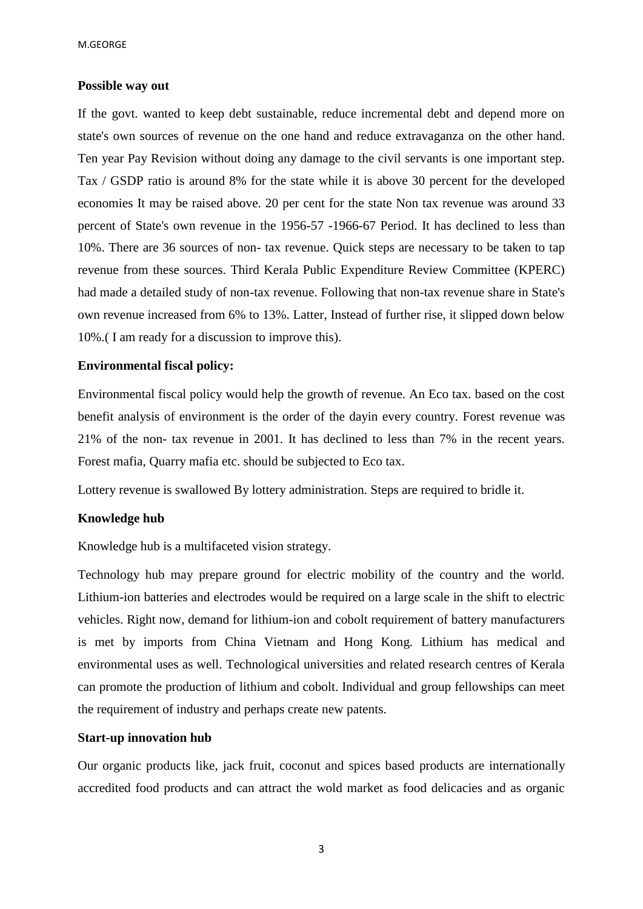**Possible way out**

If the govt. wanted to keep debt sustainable, reduce incremental debt and depend more on state's own sources of revenue on the one hand and reduce extravaganza on the other hand. Ten year Pay Revision without doing any damage to the civil servants is one important step. Tax / GSDP ratio is around 8% for the state while it is above 30 percent for the developed economies It may be raised above. 20 per cent for the state Non tax revenue was around 33 percent of State's own revenue in the 1956-57 -1966-67 Period. It has declined to less than 10%. There are 36 sources of non- tax revenue. Quick steps are necessary to be taken to tap revenue from these sources. Third Kerala Public Expenditure Review Committee (KPERC) had made a detailed study of non-tax revenue. Following that non-tax revenue share in State's own revenue increased from 6% to 13%. Latter, Instead of further rise, it slipped down below 10%.( I am ready for a discussion to improve this).

**Environmental fiscal policy:**

Environmental fiscal policy would help the growth of revenue. An Eco tax. based on the cost benefit analysis of environment is the order of the dayin every country. Forest revenue was 21% of the non- tax revenue in 2001. It has declined to less than 7% in the recent years. Forest mafia, Quarry mafia etc. should be subjected to Eco tax.

Lottery revenue is swallowed By lottery administration. Steps are required to bridle it.

**Knowledge hub**

Knowledge hub is a multifaceted vision strategy.

Technology hub may prepare ground for electric mobility of the country and the world. Lithium-ion batteries and electrodes would be required on a large scale in the shift to electric vehicles. Right now, demand for lithium-ion and cobolt requirement of battery manufacturers is met by imports from China Vietnam and Hong Kong. Lithium has medical and environmental uses as well. Technological universities and related research centres of Kerala can promote the production of lithium and cobolt. Individual and group fellowships can meet the requirement of industry and perhaps create new patents.

**Start-up innovation hub**

Our organic products like, jack fruit, coconut and spices based products are internationally accredited food products and can attract the wold market as food delicacies and as organic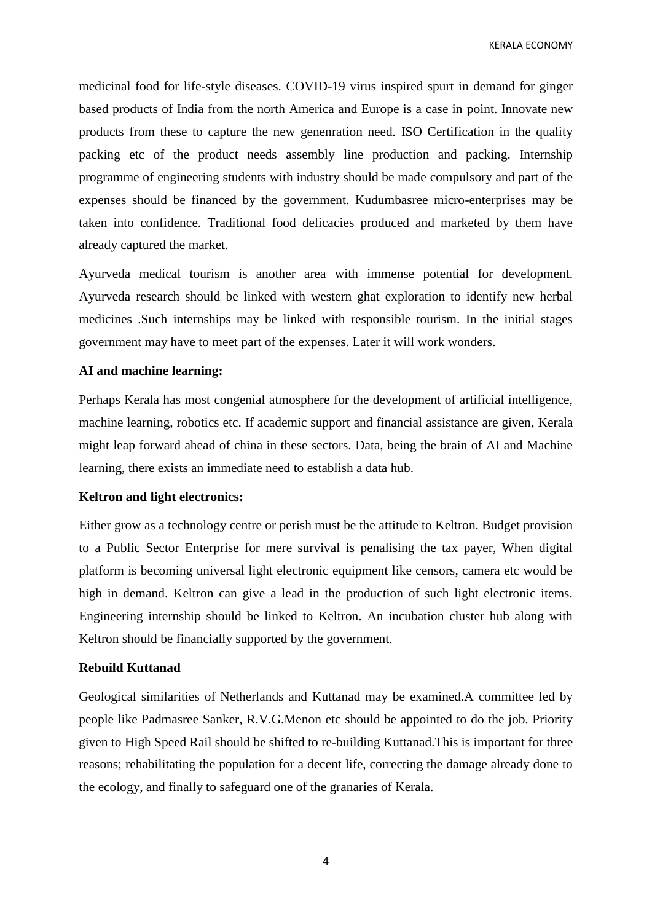medicinal food for life-style diseases. COVID-19 virus inspired spurt in demand for ginger based products of India from the north America and Europe is a case in point. Innovate new products from these to capture the new genenration need. ISO Certification in the quality packing etc of the product needs assembly line production and packing. Internship programme of engineering students with industry should be made compulsory and part of the expenses should be financed by the government. Kudumbasree micro-enterprises may be taken into confidence. Traditional food delicacies produced and marketed by them have already captured the market.

Ayurveda medical tourism is another area with immense potential for development. Ayurveda research should be linked with western ghat exploration to identify new herbal medicines .Such internships may be linked with responsible tourism. In the initial stages government may have to meet part of the expenses. Later it will work wonders.

**AI and machine learning:**

Perhaps Kerala has most congenial atmosphere for the development of artificial intelligence, machine learning, robotics etc. If academic support and financial assistance are given, Kerala might leap forward ahead of china in these sectors. Data, being the brain of AI and Machine learning, there exists an immediate need to establish a data hub.

**Keltron and light electronics:**

Either grow as a technology centre or perish must be the attitude to Keltron. Budget provision to a Public Sector Enterprise for mere survival is penalising the tax payer, When digital platform is becoming universal light electronic equipment like censors, camera etc would be high in demand. Keltron can give a lead in the production of such light electronic items. Engineering internship should be linked to Keltron. An incubation cluster hub along with Keltron should be financially supported by the government.

**Rebuild Kuttanad**

Geological similarities of Netherlands and Kuttanad may be examined.A committee led by people like Padmasree Sanker, R.V.G.Menon etc should be appointed to do the job. Priority given to High Speed Rail should be shifted to re-building Kuttanad.This is important for three reasons; rehabilitating the population for a decent life, correcting the damage already done to the ecology, and finally to safeguard one of the granaries of Kerala.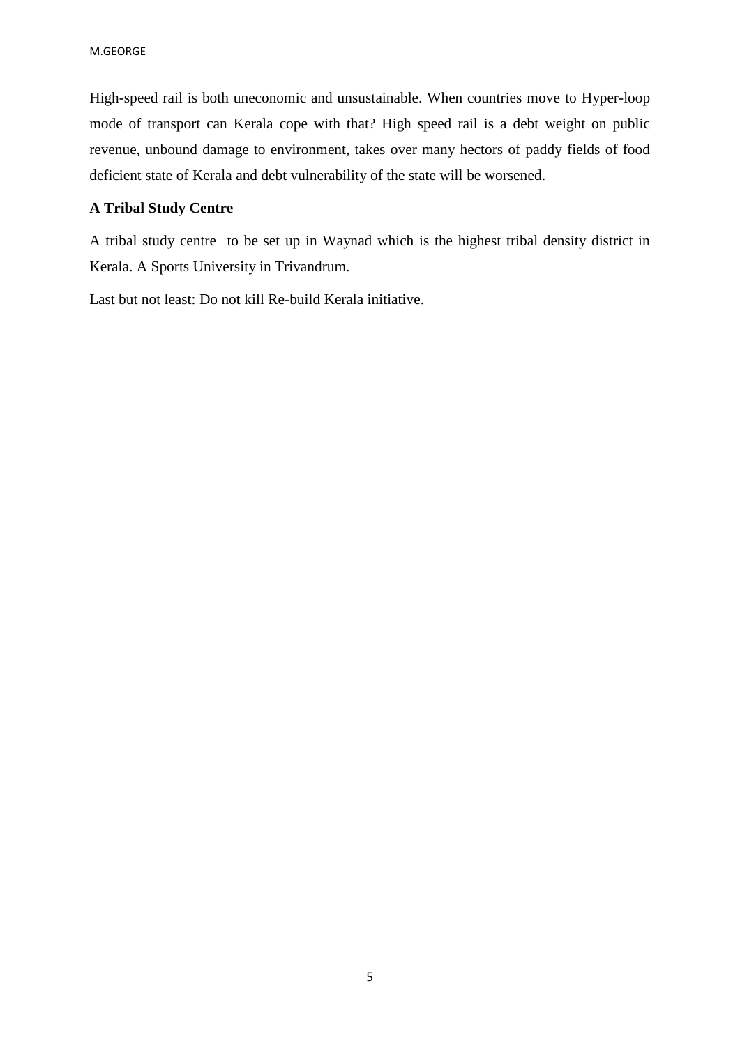High-speed rail is both uneconomic and unsustainable. When countries move to Hyper-loop mode of transport can Kerala cope with that? High speed rail is a debt weight on public revenue, unbound damage to environment, takes over many hectors of paddy fields of food deficient state of Kerala and debt vulnerability of the state will be worsened.

**A Tribal Study Centre**

A tribal study centre to be set up in Waynad which is the highest tribal density district in Kerala. A Sports University in Trivandrum.

Last but not least: Do not kill Re-build Kerala initiative.